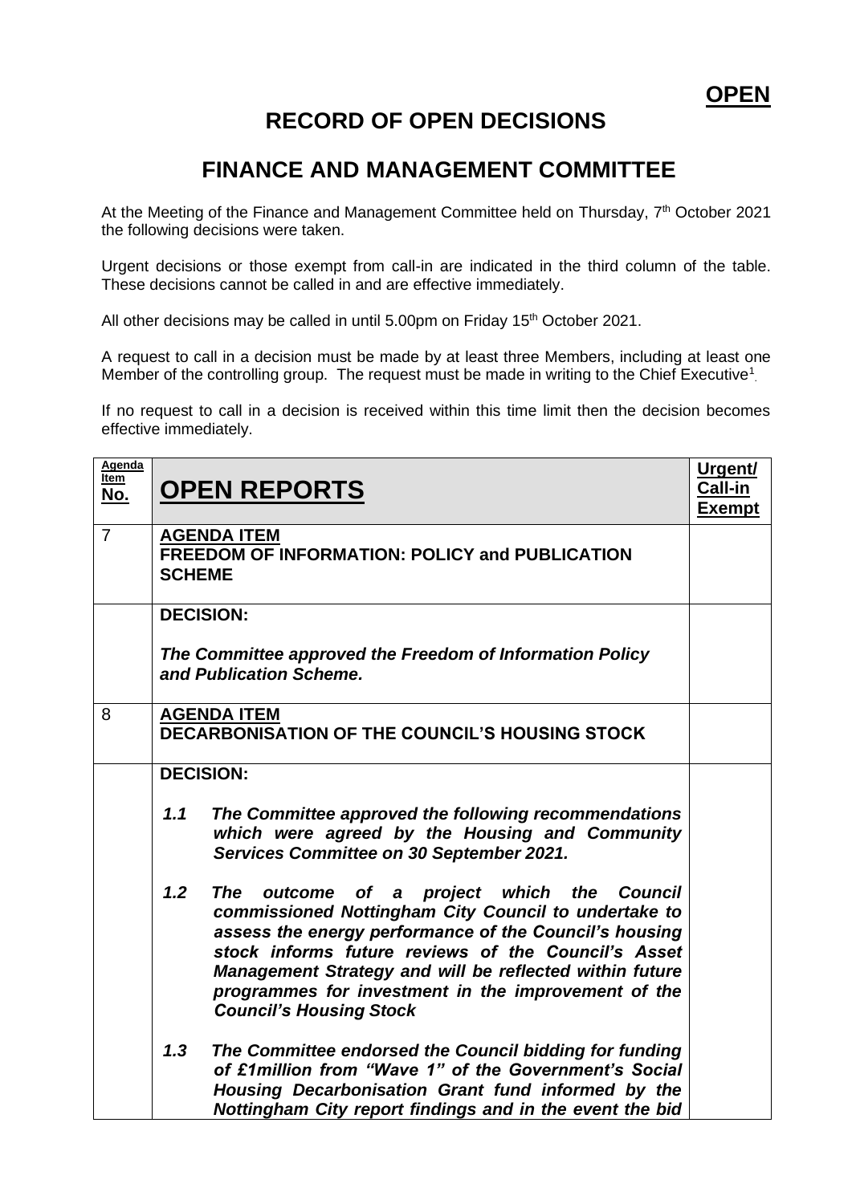**OPEN**

# RECORD OF OPEN DECISIONS

# FINANCE AND MANAGEMENT COMMITTEE

At the Meeting of the Finance and Management Committee held on Thursday, 7th October 2021 the following decisions were taken.

Urgent decisions or those exempt from call-in are indicated in the third column of the table. These decisions cannot be called in and are effective immediately.

All other decisions may be called in until 5.00pm on Friday 15th October 2021.

A request to call in a decision must be made by at least three Members, including at least one Member of the controlling group. The request must be made in writing to the Chief Executive[1].

If no request to call in a decision is received within this time limit then the decision becomes effective immediately.

| Agenda Item No. | OPEN REPORTS | Urgent/ Call-in Exempt |
|---|---|---|
| 7 | **AGENDA ITEM**<br>**FREEDOM OF INFORMATION: POLICY and PUBLICATION SCHEME** | |
| | **DECISION:**<br><br>***The Committee approved the Freedom of Information Policy and Publication Scheme.*** | |
| 8 | **AGENDA ITEM**<br>**DECARBONISATION OF THE COUNCIL'S HOUSING STOCK** | |
| | **DECISION:**<br><br>***1.1 The Committee approved the following recommendations which were agreed by the Housing and Community Services Committee on 30 September 2021.***<br><br>***1.2 The outcome of a project which the Council commissioned Nottingham City Council to undertake to assess the energy performance of the Council's housing stock informs future reviews of the Council's Asset Management Strategy and will be reflected within future programmes for investment in the improvement of the Council's Housing Stock***<br><br>***1.3 The Committee endorsed the Council bidding for funding of £1million from "Wave 1" of the Government's Social Housing Decarbonisation Grant fund informed by the Nottingham City report findings and in the event the bid*** | |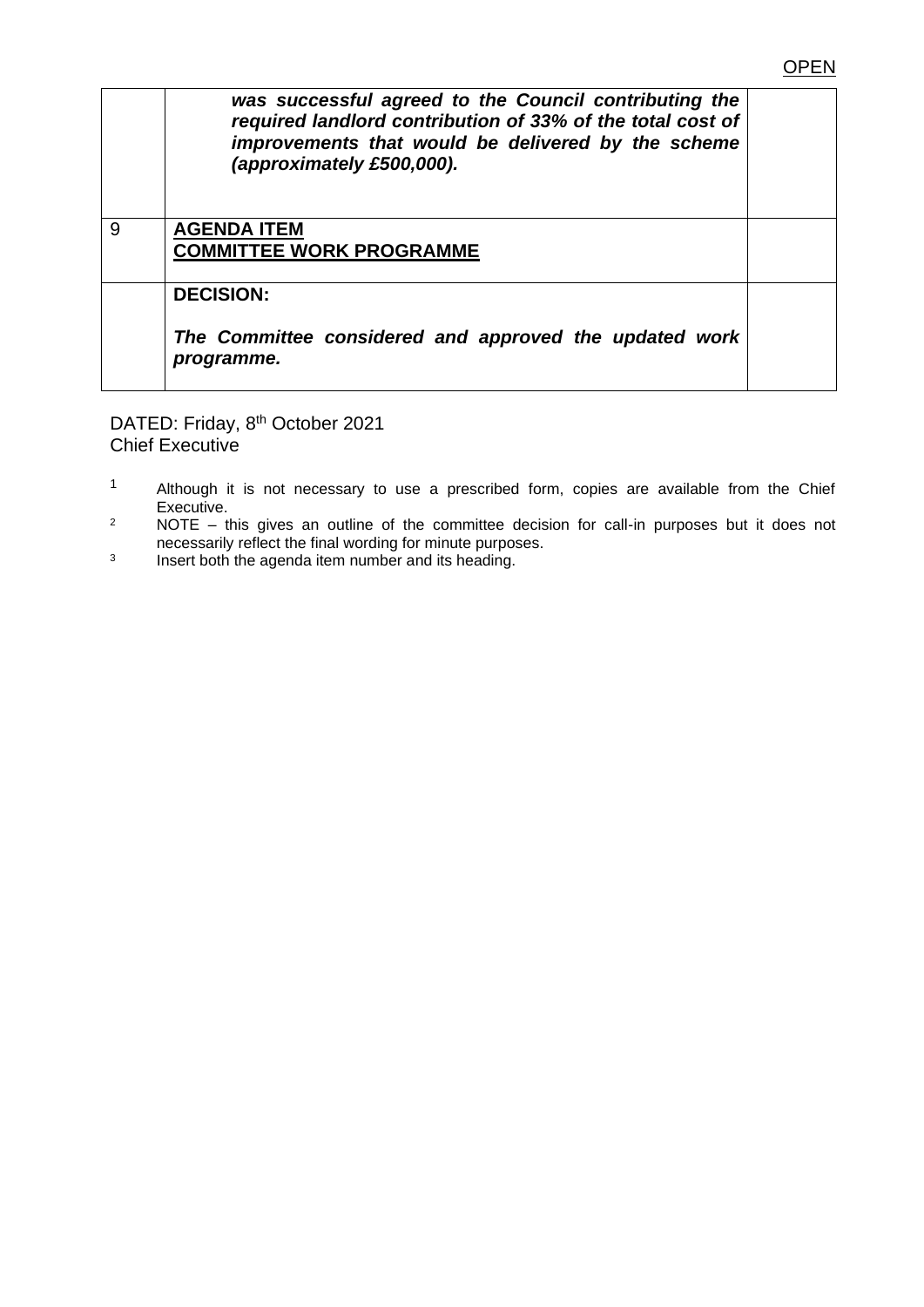OPEN

| | | |
|---|---|---|
| | ***was successful agreed to the Council contributing the required landlord contribution of 33% of the total cost of improvements that would be delivered by the scheme (approximately £500,000).*** | |
| 9 | **AGENDA ITEM**<br>**COMMITTEE WORK PROGRAMME** | |
| | **DECISION:**<br><br>***The Committee considered and approved the updated work programme.*** | |

DATED: Friday, 8th October 2021
Chief Executive

[1] Although it is not necessary to use a prescribed form, copies are available from the Chief Executive.

[2] NOTE – this gives an outline of the committee decision for call-in purposes but it does not necessarily reflect the final wording for minute purposes.

[3] Insert both the agenda item number and its heading.